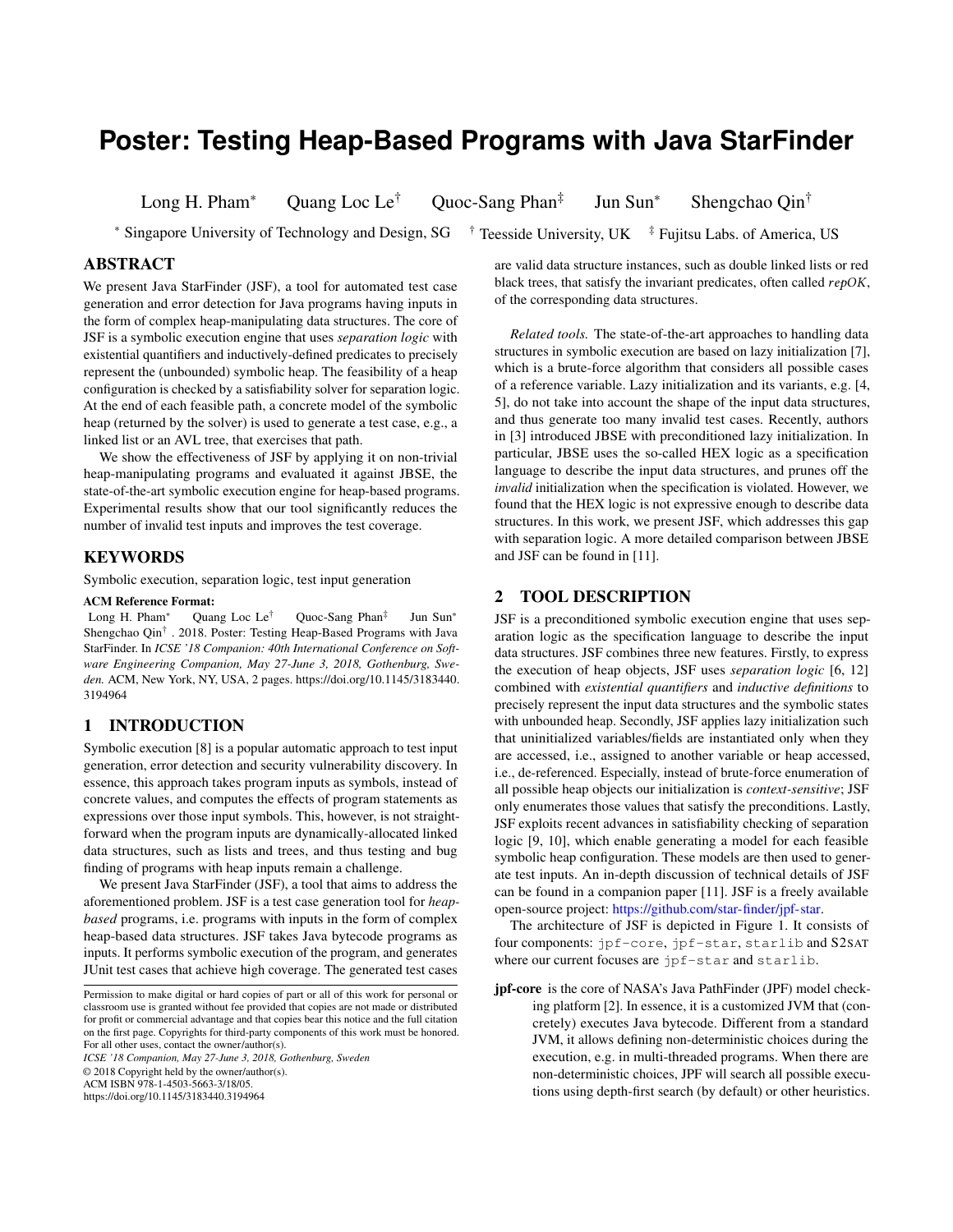# Poster: Testing Heap-Based Programs with Java StarFinder

Long H. Pham* Quang Loc Le† Quoc-Sang Phan‡ Jun Sun* Shengchao Qin†

* Singapore University of Technology and Design, SG † Teesside University, UK ‡ Fujitsu Labs. of America, US

## ABSTRACT

We present Java StarFinder (JSF), a tool for automated test case generation and error detection for Java programs having inputs in the form of complex heap-manipulating data structures. The core of JSF is a symbolic execution engine that uses *separation logic* with existential quantifiers and inductively-defined predicates to precisely represent the (unbounded) symbolic heap. The feasibility of a heap configuration is checked by a satisfiability solver for separation logic. At the end of each feasible path, a concrete model of the symbolic heap (returned by the solver) is used to generate a test case, e.g., a linked list or an AVL tree, that exercises that path.

We show the effectiveness of JSF by applying it on non-trivial heap-manipulating programs and evaluated it against JBSE, the state-of-the-art symbolic execution engine for heap-based programs. Experimental results show that our tool significantly reduces the number of invalid test inputs and improves the test coverage.

## KEYWORDS

Symbolic execution, separation logic, test input generation

**ACM Reference Format:**
Long H. Pham* Quang Loc Le† Quoc-Sang Phan‡ Jun Sun* Shengchao Qin† . 2018. Poster: Testing Heap-Based Programs with Java StarFinder. In *ICSE '18 Companion: 40th International Conference on Software Engineering Companion, May 27-June 3, 2018, Gothenburg, Sweden.* ACM, New York, NY, USA, 2 pages. https://doi.org/10.1145/3183440.3194964

## 1 INTRODUCTION

Symbolic execution [8] is a popular automatic approach to test input generation, error detection and security vulnerability discovery. In essence, this approach takes program inputs as symbols, instead of concrete values, and computes the effects of program statements as expressions over those input symbols. This, however, is not straightforward when the program inputs are dynamically-allocated linked data structures, such as lists and trees, and thus testing and bug finding of programs with heap inputs remain a challenge.

We present Java StarFinder (JSF), a tool that aims to address the aforementioned problem. JSF is a test case generation tool for *heap-based* programs, i.e. programs with inputs in the form of complex heap-based data structures. JSF takes Java bytecode programs as inputs. It performs symbolic execution of the program, and generates JUnit test cases that achieve high coverage. The generated test cases are valid data structure instances, such as double linked lists or red black trees, that satisfy the invariant predicates, often called *repOK*, of the corresponding data structures.

*Related tools.* The state-of-the-art approaches to handling data structures in symbolic execution are based on lazy initialization [7], which is a brute-force algorithm that considers all possible cases of a reference variable. Lazy initialization and its variants, e.g. [4, 5], do not take into account the shape of the input data structures, and thus generate too many invalid test cases. Recently, authors in [3] introduced JBSE with preconditioned lazy initialization. In particular, JBSE uses the so-called HEX logic as a specification language to describe the input data structures, and prunes off the *invalid* initialization when the specification is violated. However, we found that the HEX logic is not expressive enough to describe data structures. In this work, we present JSF, which addresses this gap with separation logic. A more detailed comparison between JBSE and JSF can be found in [11].

## 2 TOOL DESCRIPTION

JSF is a preconditioned symbolic execution engine that uses separation logic as the specification language to describe the input data structures. JSF combines three new features. Firstly, to express the execution of heap objects, JSF uses *separation logic* [6, 12] combined with *existential quantifiers* and *inductive definitions* to precisely represent the input data structures and the symbolic states with unbounded heap. Secondly, JSF applies lazy initialization such that uninitialized variables/fields are instantiated only when they are accessed, i.e., assigned to another variable or heap accessed, i.e., de-referenced. Especially, instead of brute-force enumeration of all possible heap objects our initialization is *context-sensitive*; JSF only enumerates those values that satisfy the preconditions. Lastly, JSF exploits recent advances in satisfiability checking of separation logic [9, 10], which enable generating a model for each feasible symbolic heap configuration. These models are then used to generate test inputs. An in-depth discussion of technical details of JSF can be found in a companion paper [11]. JSF is a freely available open-source project: https://github.com/star-finder/jpf-star.

The architecture of JSF is depicted in Figure 1. It consists of four components: `jpf-core`, `jpf-star`, `starlib` and S2SAT where our current focuses are `jpf-star` and `starlib`.

**jpf-core** is the core of NASA's Java PathFinder (JPF) model checking platform [2]. In essence, it is a customized JVM that (concretely) executes Java bytecode. Different from a standard JVM, it allows defining non-deterministic choices during the execution, e.g. in multi-threaded programs. When there are non-deterministic choices, JPF will search all possible executions using depth-first search (by default) or other heuristics.

Permission to make digital or hard copies of part or all of this work for personal or classroom use is granted without fee provided that copies are not made or distributed for profit or commercial advantage and that copies bear this notice and the full citation on the first page. Copyrights for third-party components of this work must be honored. For all other uses, contact the owner/author(s).
*ICSE '18 Companion, May 27-June 3, 2018, Gothenburg, Sweden*
© 2018 Copyright held by the owner/author(s).
ACM ISBN 978-1-4503-5663-3/18/05.
https://doi.org/10.1145/3183440.3194964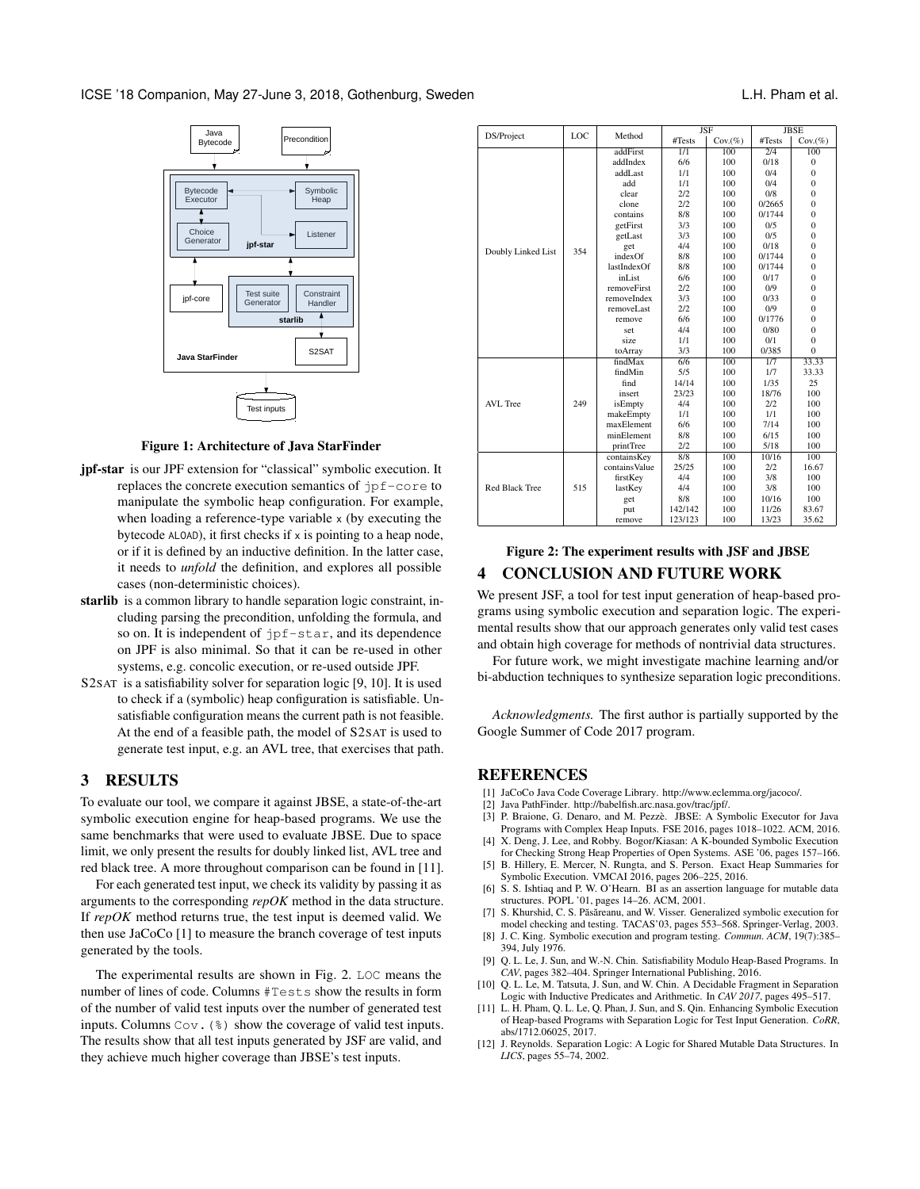Java Bytecode

Precondition

Bytecode Executor

Symbolic Heap

Choice Generator

Listener

jpf-star

jpf-core

Test suite Generator

Constraint Handler

starlib

S2SAT

Java StarFinder

Test inputs

**Figure 1: Architecture of Java StarFinder**

**jpf-star** is our JPF extension for "classical" symbolic execution. It replaces the concrete execution semantics of `jpf-core` to manipulate the symbolic heap configuration. For example, when loading a reference-type variable x (by executing the bytecode ALOAD), it first checks if x is pointing to a heap node, or if it is defined by an inductive definition. In the latter case, it needs to *unfold* the definition, and explores all possible cases (non-deterministic choices).

**starlib** is a common library to handle separation logic constraint, including parsing the precondition, unfolding the formula, and so on. It is independent of `jpf-star`, and its dependence on JPF is also minimal. So that it can be re-used in other systems, e.g. concolic execution, or re-used outside JPF.

S2SAT is a satisfiability solver for separation logic [9, 10]. It is used to check if a (symbolic) heap configuration is satisfiable. Unsatisfiable configuration means the current path is not feasible. At the end of a feasible path, the model of S2SAT is used to generate test input, e.g. an AVL tree, that exercises that path.

## 3 RESULTS

To evaluate our tool, we compare it against JBSE, a state-of-the-art symbolic execution engine for heap-based programs. We use the same benchmarks that were used to evaluate JBSE. Due to space limit, we only present the results for doubly linked list, AVL tree and red black tree. A more throughout comparison can be found in [11].

For each generated test input, we check its validity by passing it as arguments to the corresponding *repOK* method in the data structure. If *repOK* method returns true, the test input is deemed valid. We then use JaCoCo [1] to measure the branch coverage of test inputs generated by the tools.

The experimental results are shown in Fig. 2. `LOC` means the number of lines of code. Columns `#Tests` show the results in form of the number of valid test inputs over the number of generated test inputs. Columns `Cov.(%)` show the coverage of valid test inputs. The results show that all test inputs generated by JSF are valid, and they achieve much higher coverage than JBSE's test inputs.

| DS/Project | LOC | Method | JSF | | JBSE | |
|---|---|---|---|---|---|---|
| | | | #Tests | Cov.(%) | #Tests | Cov.(%) |
| Doubly Linked List | 354 | addFirst | 1/1 | 100 | 2/4 | 100 |
| | | addIndex | 6/6 | 100 | 0/18 | 0 |
| | | addLast | 1/1 | 100 | 0/4 | 0 |
| | | add | 1/1 | 100 | 0/4 | 0 |
| | | clear | 2/2 | 100 | 0/8 | 0 |
| | | clone | 2/2 | 100 | 0/2665 | 0 |
| | | contains | 8/8 | 100 | 0/1744 | 0 |
| | | getFirst | 3/3 | 100 | 0/5 | 0 |
| | | getLast | 3/3 | 100 | 0/5 | 0 |
| | | get | 4/4 | 100 | 0/18 | 0 |
| | | indexOf | 8/8 | 100 | 0/1744 | 0 |
| | | lastIndexOf | 8/8 | 100 | 0/1744 | 0 |
| | | inList | 6/6 | 100 | 0/17 | 0 |
| | | removeFirst | 2/2 | 100 | 0/9 | 0 |
| | | removeIndex | 3/3 | 100 | 0/33 | 0 |
| | | removeLast | 2/2 | 100 | 0/9 | 0 |
| | | remove | 6/6 | 100 | 0/1776 | 0 |
| | | set | 4/4 | 100 | 0/80 | 0 |
| | | size | 1/1 | 100 | 0/1 | 0 |
| | | toArray | 3/3 | 100 | 0/385 | 0 |
| AVL Tree | 249 | findMax | 6/6 | 100 | 1/7 | 33.33 |
| | | findMin | 5/5 | 100 | 1/7 | 33.33 |
| | | find | 14/14 | 100 | 1/35 | 25 |
| | | insert | 23/23 | 100 | 18/76 | 100 |
| | | isEmpty | 4/4 | 100 | 2/2 | 100 |
| | | makeEmpty | 1/1 | 100 | 1/1 | 100 |
| | | maxElement | 6/6 | 100 | 7/14 | 100 |
| | | minElement | 8/8 | 100 | 6/15 | 100 |
| | | printTree | 2/2 | 100 | 5/18 | 100 |
| Red Black Tree | 515 | containsKey | 8/8 | 100 | 10/16 | 100 |
| | | containsValue | 25/25 | 100 | 2/2 | 16.67 |
| | | firstKey | 4/4 | 100 | 3/8 | 100 |
| | | lastKey | 4/4 | 100 | 3/8 | 100 |
| | | get | 8/8 | 100 | 10/16 | 100 |
| | | put | 142/142 | 100 | 11/26 | 83.67 |
| | | remove | 123/123 | 100 | 13/23 | 35.62 |

**Figure 2: The experiment results with JSF and JBSE**

## 4 CONCLUSION AND FUTURE WORK

We present JSF, a tool for test input generation of heap-based programs using symbolic execution and separation logic. The experimental results show that our approach generates only valid test cases and obtain high coverage for methods of nontrivial data structures.

For future work, we might investigate machine learning and/or bi-abduction techniques to synthesize separation logic preconditions.

*Acknowledgments.* The first author is partially supported by the Google Summer of Code 2017 program.

## REFERENCES

[1] JaCoCo Java Code Coverage Library. http://www.eclemma.org/jacoco/.
[2] Java PathFinder. http://babelfish.arc.nasa.gov/trac/jpf/.
[3] P. Braione, G. Denaro, and M. Pezzè. JBSE: A Symbolic Executor for Java Programs with Complex Heap Inputs. FSE 2016, pages 1018–1022. ACM, 2016.
[4] X. Deng, J. Lee, and Robby. Bogor/Kiasan: A K-bounded Symbolic Execution for Checking Strong Heap Properties of Open Systems. ASE '06, pages 157–166.
[5] B. Hillery, E. Mercer, N. Rungta, and S. Person. Exact Heap Summaries for Symbolic Execution. VMCAI 2016, pages 206–225, 2016.
[6] S. S. Ishtiaq and P. W. O'Hearn. BI as an assertion language for mutable data structures. POPL '01, pages 14–26. ACM, 2001.
[7] S. Khurshid, C. S. Păsăreanu, and W. Visser. Generalized symbolic execution for model checking and testing. TACAS'03, pages 553–568. Springer-Verlag, 2003.
[8] J. C. King. Symbolic execution and program testing. *Commun. ACM*, 19(7):385–394, July 1976.
[9] Q. L. Le, J. Sun, and W.-N. Chin. Satisfiability Modulo Heap-Based Programs. In *CAV*, pages 382–404. Springer International Publishing, 2016.
[10] Q. L. Le, M. Tatsuta, J. Sun, and W. Chin. A Decidable Fragment in Separation Logic with Inductive Predicates and Arithmetic. In *CAV 2017*, pages 495–517.
[11] L. H. Pham, Q. L. Le, Q. Phan, J. Sun, and S. Qin. Enhancing Symbolic Execution of Heap-based Programs with Separation Logic for Test Input Generation. *CoRR*, abs/1712.06025, 2017.
[12] J. Reynolds. Separation Logic: A Logic for Shared Mutable Data Structures. In *LICS*, pages 55–74, 2002.